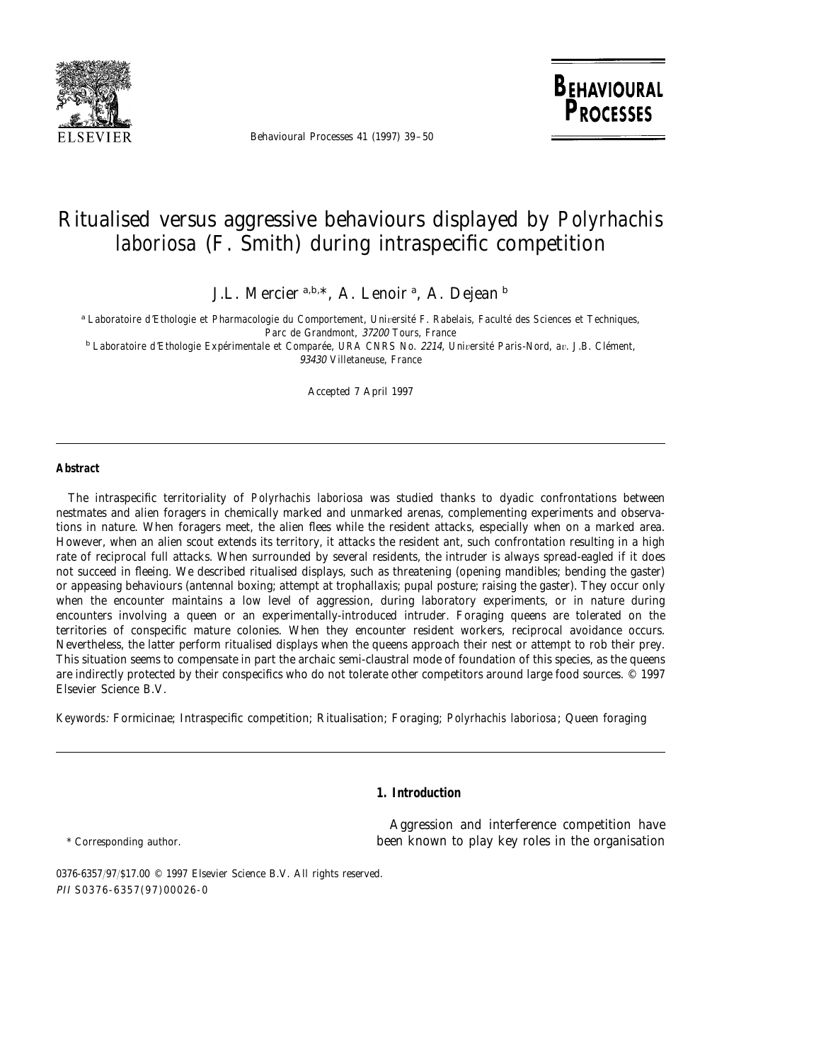# Ritualised versus aggressive behaviours displayed by *Polyrhachis laboriosa* (F. Smith) during intraspecific competition

J.L. Mercier [a,b,*], A. Lenoir [a], A. Dejean [b]

[a] Laboratoire d'Ethologie et Pharmacologie du Comportement, Université F. Rabelais, Faculté des Sciences et Techniques, Parc de Grandmont, 37200 Tours, France

[b] Laboratoire d'Ethologie Expérimentale et Comparée, URA CNRS No. 2214, Université Paris-Nord, av. J.B. Clément, 93430 Villetaneuse, France

Accepted 7 April 1997

## Abstract

The intraspecific territoriality of *Polyrhachis laboriosa* was studied thanks to dyadic confrontations between nestmates and alien foragers in chemically marked and unmarked arenas, complementing experiments and observations in nature. When foragers meet, the alien flees while the resident attacks, especially when on a marked area. However, when an alien scout extends its territory, it attacks the resident ant, such confrontation resulting in a high rate of reciprocal full attacks. When surrounded by several residents, the intruder is always spread-eagled if it does not succeed in fleeing. We described ritualised displays, such as threatening (opening mandibles; bending the gaster) or appeasing behaviours (antennal boxing; attempt at trophallaxis; pupal posture; raising the gaster). They occur only when the encounter maintains a low level of aggression, during laboratory experiments, or in nature during encounters involving a queen or an experimentally-introduced intruder. Foraging queens are tolerated on the territories of conspecific mature colonies. When they encounter resident workers, reciprocal avoidance occurs. Nevertheless, the latter perform ritualised displays when the queens approach their nest or attempt to rob their prey. This situation seems to compensate in part the archaic semi-claustral mode of foundation of this species, as the queens are indirectly protected by their conspecifics who do not tolerate other competitors around large food sources. © 1997 Elsevier Science B.V.

*Keywords:* Formicinae; Intraspecific competition; Ritualisation; Foraging; *Polyrhachis laboriosa*; Queen foraging

## 1. Introduction

Aggression and interference competition have been known to play key roles in the organisation

\* Corresponding author.

0376-6357/97/$17.00 © 1997 Elsevier Science B.V. All rights reserved.
*PII* S0376-6357(97)00026-0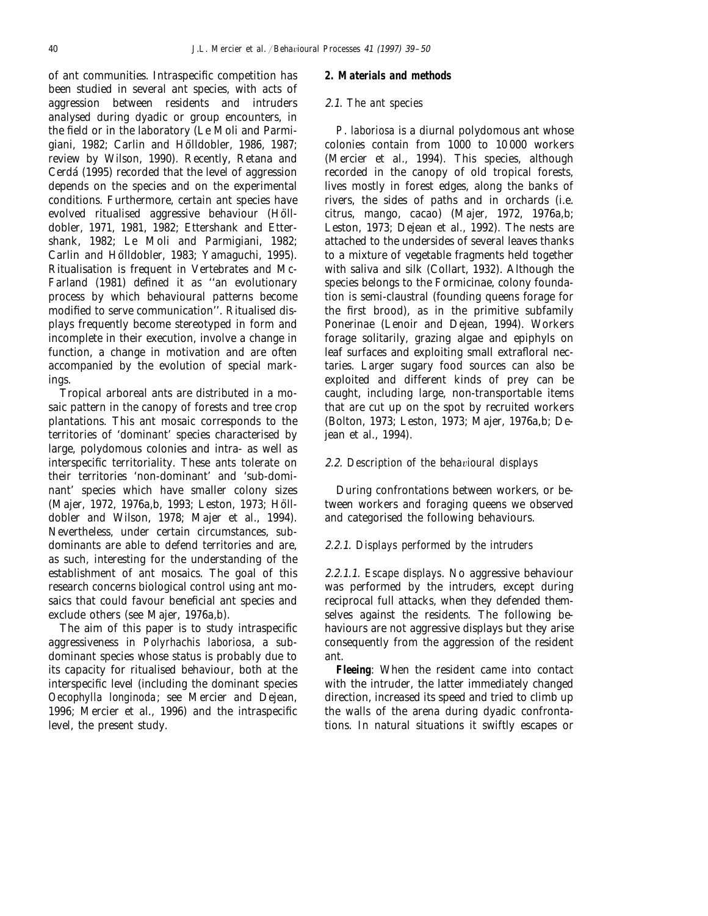of ant communities. Intraspecific competition has been studied in several ant species, with acts of aggression between residents and intruders analysed during dyadic or group encounters, in the field or in the laboratory (Le Moli and Parmigiani, 1982; Carlin and Hölldobler, 1986, 1987; review by Wilson, 1990). Recently, Retana and Cerdá (1995) recorded that the level of aggression depends on the species and on the experimental conditions. Furthermore, certain ant species have evolved ritualised aggressive behaviour (Hölldobler, 1971, 1981, 1982; Ettershank and Ettershank, 1982; Le Moli and Parmigiani, 1982; Carlin and Hölldobler, 1983; Yamaguchi, 1995). Ritualisation is frequent in Vertebrates and McFarland (1981) defined it as ''an evolutionary process by which behavioural patterns become modified to serve communication''. Ritualised displays frequently become stereotyped in form and incomplete in their execution, involve a change in function, a change in motivation and are often accompanied by the evolution of special markings.

Tropical arboreal ants are distributed in a mosaic pattern in the canopy of forests and tree crop plantations. This ant mosaic corresponds to the territories of 'dominant' species characterised by large, polydomous colonies and intra- as well as interspecific territoriality. These ants tolerate on their territories 'non-dominant' and 'sub-dominant' species which have smaller colony sizes (Majer, 1972, 1976a,b, 1993; Leston, 1973; Hölldobler and Wilson, 1978; Majer et al., 1994). Nevertheless, under certain circumstances, sub-dominants are able to defend territories and are, as such, interesting for the understanding of the establishment of ant mosaics. The goal of this research concerns biological control using ant mosaics that could favour beneficial ant species and exclude others (see Majer, 1976a,b).

The aim of this paper is to study intraspecific aggressiveness in *Polyrhachis laboriosa*, a sub-dominant species whose status is probably due to its capacity for ritualised behaviour, both at the interspecific level (including the dominant species *Oecophylla longinoda*; see Mercier and Dejean, 1996; Mercier et al., 1996) and the intraspecific level, the present study.

## 2. Materials and methods

### 2.1. The ant species

*P. laboriosa* is a diurnal polydomous ant whose colonies contain from 1000 to 10 000 workers (Mercier et al., 1994). This species, although recorded in the canopy of old tropical forests, lives mostly in forest edges, along the banks of rivers, the sides of paths and in orchards (i.e. citrus, mango, cacao) (Majer, 1972, 1976a,b; Leston, 1973; Dejean et al., 1992). The nests are attached to the undersides of several leaves thanks to a mixture of vegetable fragments held together with saliva and silk (Collart, 1932). Although the species belongs to the Formicinae, colony foundation is semi-claustral (founding queens forage for the first brood), as in the primitive subfamily Ponerinae (Lenoir and Dejean, 1994). Workers forage solitarily, grazing algae and epiphyls on leaf surfaces and exploiting small extrafloral nectaries. Larger sugary food sources can also be exploited and different kinds of prey can be caught, including large, non-transportable items that are cut up on the spot by recruited workers (Bolton, 1973; Leston, 1973; Majer, 1976a,b; Dejean et al., 1994).

### 2.2. Description of the behavioural displays

During confrontations between workers, or between workers and foraging queens we observed and categorised the following behaviours.

#### 2.2.1. Displays performed by the intruders

*2.2.1.1. Escape displays.* No aggressive behaviour was performed by the intruders, except during reciprocal full attacks, when they defended themselves against the residents. The following behaviours are not aggressive displays but they arise consequently from the aggression of the resident ant.

**Fleeing**: When the resident came into contact with the intruder, the latter immediately changed direction, increased its speed and tried to climb up the walls of the arena during dyadic confrontations. In natural situations it swiftly escapes or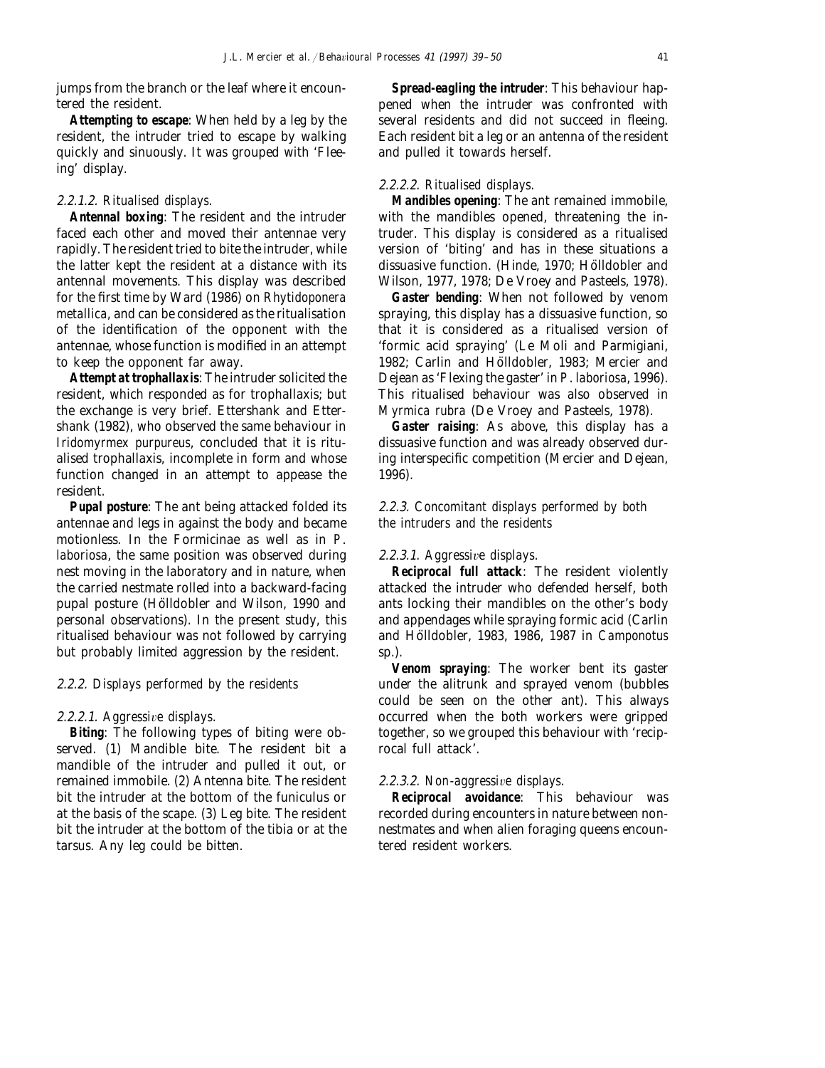jumps from the branch or the leaf where it encountered the resident.

**Attempting to escape**: When held by a leg by the resident, the intruder tried to escape by walking quickly and sinuously. It was grouped with 'Fleeing' display.

*2.2.1.2. Ritualised displays.*

**Antennal boxing**: The resident and the intruder faced each other and moved their antennae very rapidly. The resident tried to bite the intruder, while the latter kept the resident at a distance with its antennal movements. This display was described for the first time by Ward (1986) on *Rhytidoponera metallica*, and can be considered as the ritualisation of the identification of the opponent with the antennae, whose function is modified in an attempt to keep the opponent far away.

**Attempt at trophallaxis**: The intruder solicited the resident, which responded as for trophallaxis; but the exchange is very brief. Ettershank and Ettershank (1982), who observed the same behaviour in *Iridomyrmex purpureus*, concluded that it is ritualised trophallaxis, incomplete in form and whose function changed in an attempt to appease the resident.

**Pupal posture**: The ant being attacked folded its antennae and legs in against the body and became motionless. In the Formicinae as well as in *P. laboriosa*, the same position was observed during nest moving in the laboratory and in nature, when the carried nestmate rolled into a backward-facing pupal posture (Hölldobler and Wilson, 1990 and personal observations). In the present study, this ritualised behaviour was not followed by carrying but probably limited aggression by the resident.

*2.2.2. Displays performed by the residents*

*2.2.2.1. Aggressive displays.*

**Biting**: The following types of biting were observed. (1) Mandible bite. The resident bit a mandible of the intruder and pulled it out, or remained immobile. (2) Antenna bite. The resident bit the intruder at the bottom of the funiculus or at the basis of the scape. (3) Leg bite. The resident bit the intruder at the bottom of the tibia or at the tarsus. Any leg could be bitten.

**Spread-eagling the intruder**: This behaviour happened when the intruder was confronted with several residents and did not succeed in fleeing. Each resident bit a leg or an antenna of the resident and pulled it towards herself.

*2.2.2.2. Ritualised displays.*

**Mandibles opening**: The ant remained immobile, with the mandibles opened, threatening the intruder. This display is considered as a ritualised version of 'biting' and has in these situations a dissuasive function. (Hinde, 1970; Hölldobler and Wilson, 1977, 1978; De Vroey and Pasteels, 1978).

**Gaster bending**: When not followed by venom spraying, this display has a dissuasive function, so that it is considered as a ritualised version of 'formic acid spraying' (Le Moli and Parmigiani, 1982; Carlin and Hölldobler, 1983; Mercier and Dejean as 'Flexing the gaster' in *P. laboriosa*, 1996). This ritualised behaviour was also observed in *Myrmica rubra* (De Vroey and Pasteels, 1978).

**Gaster raising**: As above, this display has a dissuasive function and was already observed during interspecific competition (Mercier and Dejean, 1996).

*2.2.3. Concomitant displays performed by both the intruders and the residents*

*2.2.3.1. Aggressive displays.*

**Reciprocal full attack**: The resident violently attacked the intruder who defended herself, both ants locking their mandibles on the other's body and appendages while spraying formic acid (Carlin and Hölldobler, 1983, 1986, 1987 in *Camponotus* sp.).

**Venom spraying**: The worker bent its gaster under the alitrunk and sprayed venom (bubbles could be seen on the other ant). This always occurred when the both workers were gripped together, so we grouped this behaviour with 'reciprocal full attack'.

*2.2.3.2. Non-aggressive displays.*

**Reciprocal avoidance**: This behaviour was recorded during encounters in nature between non-nestmates and when alien foraging queens encountered resident workers.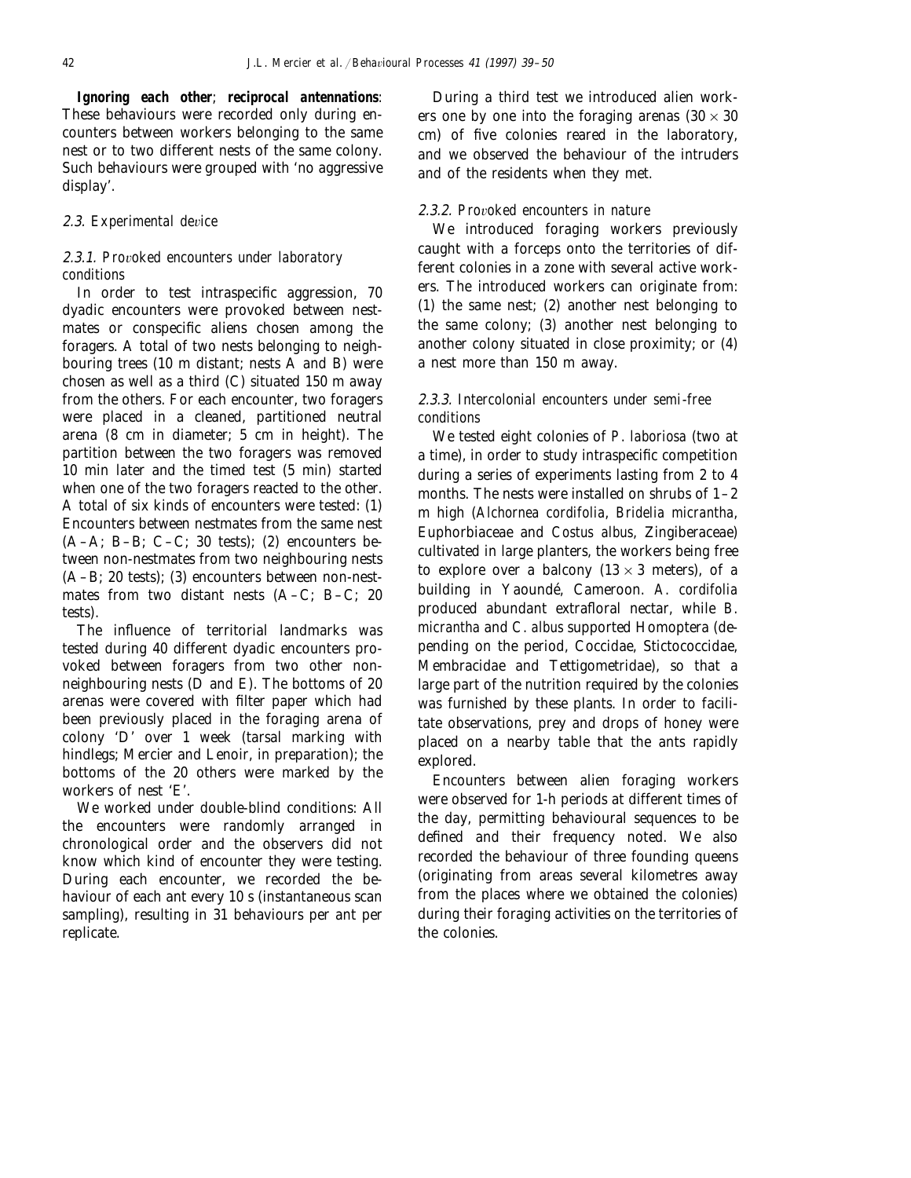**Ignoring each other**; **reciprocal antennations**: These behaviours were recorded only during encounters between workers belonging to the same nest or to two different nests of the same colony. Such behaviours were grouped with 'no aggressive display'.

### 2.3. *Experimental device*

#### 2.3.1. *Provoked encounters under laboratory conditions*

In order to test intraspecific aggression, 70 dyadic encounters were provoked between nestmates or conspecific aliens chosen among the foragers. A total of two nests belonging to neighbouring trees (10 m distant; nests A and B) were chosen as well as a third (C) situated 150 m away from the others. For each encounter, two foragers were placed in a cleaned, partitioned neutral arena (8 cm in diameter; 5 cm in height). The partition between the two foragers was removed 10 min later and the timed test (5 min) started when one of the two foragers reacted to the other. A total of six kinds of encounters were tested: (1) Encounters between nestmates from the same nest (A–A; B–B; C–C; 30 tests); (2) encounters between non-nestmates from two neighbouring nests (A–B; 20 tests); (3) encounters between non-nestmates from two distant nests (A–C; B–C; 20 tests).

The influence of territorial landmarks was tested during 40 different dyadic encounters provoked between foragers from two other non-neighbouring nests (D and E). The bottoms of 20 arenas were covered with filter paper which had been previously placed in the foraging arena of colony 'D' over 1 week (tarsal marking with hindlegs; Mercier and Lenoir, in preparation); the bottoms of the 20 others were marked by the workers of nest 'E'.

We worked under double-blind conditions: All the encounters were randomly arranged in chronological order and the observers did not know which kind of encounter they were testing. During each encounter, we recorded the behaviour of each ant every 10 s (instantaneous scan sampling), resulting in 31 behaviours per ant per replicate.

During a third test we introduced alien workers one by one into the foraging arenas (30 × 30 cm) of five colonies reared in the laboratory, and we observed the behaviour of the intruders and of the residents when they met.

#### 2.3.2. *Provoked encounters in nature*

We introduced foraging workers previously caught with a forceps onto the territories of different colonies in a zone with several active workers. The introduced workers can originate from: (1) the same nest; (2) another nest belonging to the same colony; (3) another nest belonging to another colony situated in close proximity; or (4) a nest more than 150 m away.

#### 2.3.3. *Intercolonial encounters under semi-free conditions*

We tested eight colonies of *P. laboriosa* (two at a time), in order to study intraspecific competition during a series of experiments lasting from 2 to 4 months. The nests were installed on shrubs of 1–2 m high (*Alchornea cordifolia*, *Bridelia micrantha*, Euphorbiaceae and *Costus albus*, Zingiberaceae) cultivated in large planters, the workers being free to explore over a balcony (13 × 3 meters), of a building in Yaoundé, Cameroon. *A. cordifolia* produced abundant extrafloral nectar, while *B. micrantha* and *C. albus* supported Homoptera (depending on the period, Coccidae, Stictococcidae, Membracidae and Tettigometridae), so that a large part of the nutrition required by the colonies was furnished by these plants. In order to facilitate observations, prey and drops of honey were placed on a nearby table that the ants rapidly explored.

Encounters between alien foraging workers were observed for 1-h periods at different times of the day, permitting behavioural sequences to be defined and their frequency noted. We also recorded the behaviour of three founding queens (originating from areas several kilometres away from the places where we obtained the colonies) during their foraging activities on the territories of the colonies.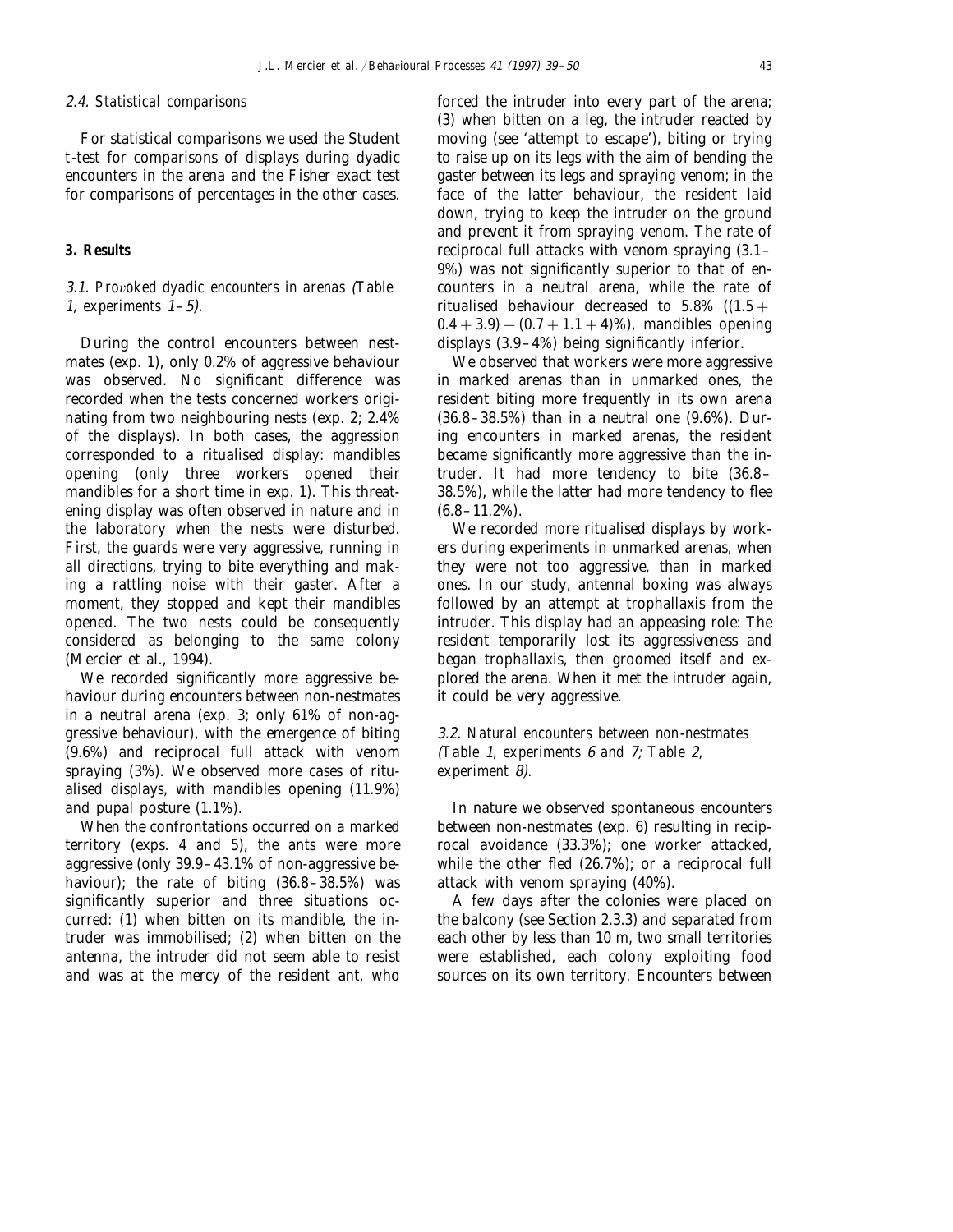### 2.4. Statistical comparisons

For statistical comparisons we used the Student *t*-test for comparisons of displays during dyadic encounters in the arena and the Fisher exact test for comparisons of percentages in the other cases.

## 3. Results

### 3.1. Provoked dyadic encounters in arenas (Table 1, experiments 1–5).

During the control encounters between nestmates (exp. 1), only 0.2% of aggressive behaviour was observed. No significant difference was recorded when the tests concerned workers originating from two neighbouring nests (exp. 2; 2.4% of the displays). In both cases, the aggression corresponded to a ritualised display: mandibles opening (only three workers opened their mandibles for a short time in exp. 1). This threatening display was often observed in nature and in the laboratory when the nests were disturbed. First, the guards were very aggressive, running in all directions, trying to bite everything and making a rattling noise with their gaster. After a moment, they stopped and kept their mandibles opened. The two nests could be consequently considered as belonging to the same colony (Mercier et al., 1994).

We recorded significantly more aggressive behaviour during encounters between non-nestmates in a neutral arena (exp. 3; only 61% of non-aggressive behaviour), with the emergence of biting (9.6%) and reciprocal full attack with venom spraying (3%). We observed more cases of ritualised displays, with mandibles opening (11.9%) and pupal posture (1.1%).

When the confrontations occurred on a marked territory (exps. 4 and 5), the ants were more aggressive (only 39.9–43.1% of non-aggressive behaviour); the rate of biting (36.8–38.5%) was significantly superior and three situations occurred: (1) when bitten on its mandible, the intruder was immobilised; (2) when bitten on the antenna, the intruder did not seem able to resist and was at the mercy of the resident ant, who forced the intruder into every part of the arena; (3) when bitten on a leg, the intruder reacted by moving (see 'attempt to escape'), biting or trying to raise up on its legs with the aim of bending the gaster between its legs and spraying venom; in the face of the latter behaviour, the resident laid down, trying to keep the intruder on the ground and prevent it from spraying venom. The rate of reciprocal full attacks with venom spraying (3.1–9%) was not significantly superior to that of encounters in a neutral arena, while the rate of ritualised behaviour decreased to 5.8% ($(1.5 + 0.4 + 3.9) - (0.7 + 1.1 + 4)$%), mandibles opening displays (3.9–4%) being significantly inferior.

We observed that workers were more aggressive in marked arenas than in unmarked ones, the resident biting more frequently in its own arena (36.8–38.5%) than in a neutral one (9.6%). During encounters in marked arenas, the resident became significantly more aggressive than the intruder. It had more tendency to bite (36.8–38.5%), while the latter had more tendency to flee (6.8–11.2%).

We recorded more ritualised displays by workers during experiments in unmarked arenas, when they were not too aggressive, than in marked ones. In our study, antennal boxing was always followed by an attempt at trophallaxis from the intruder. This display had an appeasing role: The resident temporarily lost its aggressiveness and began trophallaxis, then groomed itself and explored the arena. When it met the intruder again, it could be very aggressive.

### 3.2. Natural encounters between non-nestmates (Table 1, experiments 6 and 7; Table 2, experiment 8).

In nature we observed spontaneous encounters between non-nestmates (exp. 6) resulting in reciprocal avoidance (33.3%); one worker attacked, while the other fled (26.7%); or a reciprocal full attack with venom spraying (40%).

A few days after the colonies were placed on the balcony (see Section 2.3.3) and separated from each other by less than 10 m, two small territories were established, each colony exploiting food sources on its own territory. Encounters between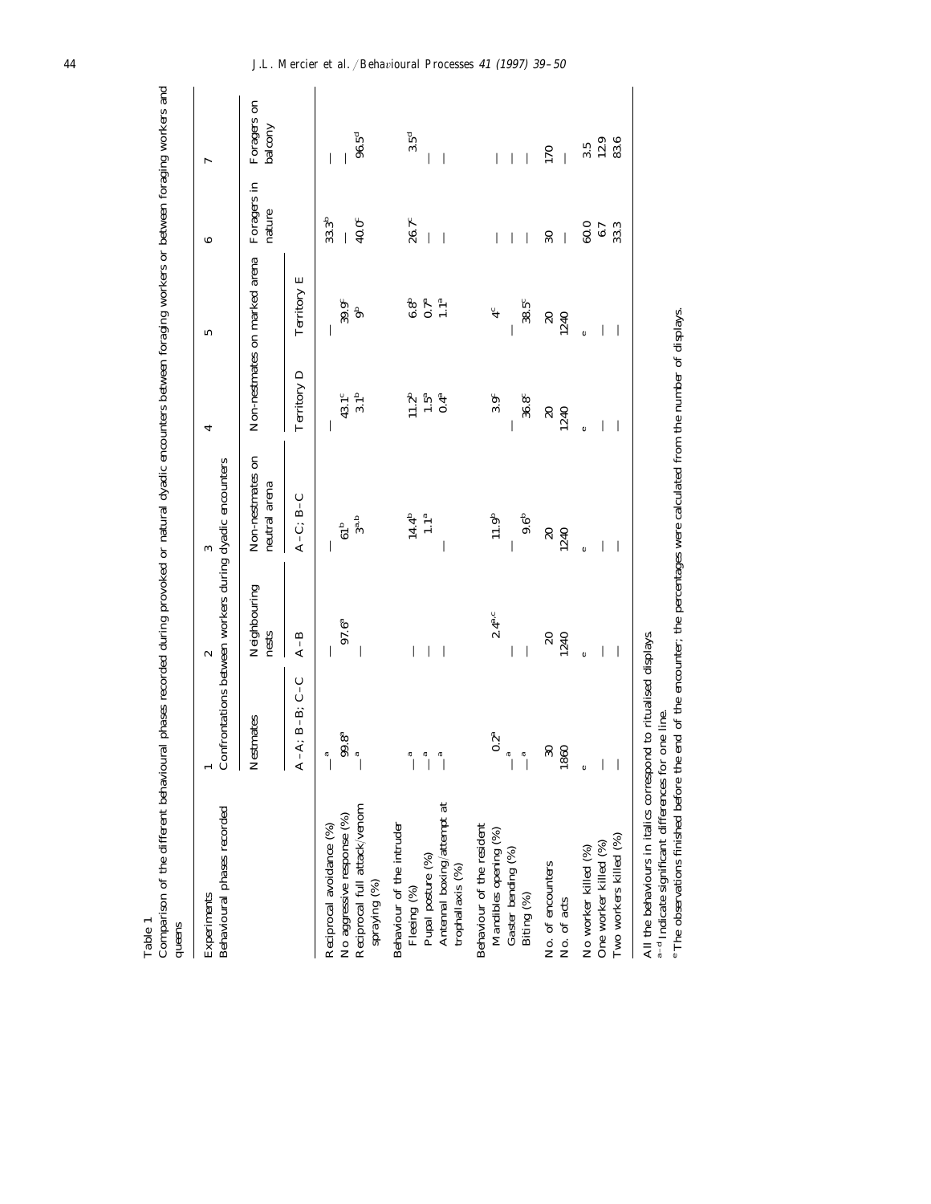Table 1

Comparison of the different behavioural phases recorded during provoked or natural dyadic encounters between foraging workers or between foraging workers and queens

| Experiments | 1 | 2 | 3 | 4 | 5 | 6 | 7 |
|---|---|---|---|---|---|---|---|
| Behavioural phases recorded | Confrontations between workers during dyadic encounters | | | | | | |
| | Nestmates | Neighbouring nests | Non-nestmates on neutral arena | Non-nestmates on marked arena | | Foragers in nature | Foragers on balcony |
| | A–A; B–B; C–C | A–B | A–C; B–C | Territory D | Territory E | | |
| *Reciprocal avoidance (%)* | —[a] | — | — | — | — | 33.3[b] | — |
| *No aggressive response (%)* | 99.8[a] | 97.6[a] | 61[b] | 43.1[c] | 39.9[c] | — | — |
| Reciprocal full attack/venom spraying (%) | —[a] | — | 3[a,b] | 3.1[b] | 9[b] | 40.0[c] | 96.5[d] |
| Behaviour of the intruder | | | | | | | |
| Fleeing (%) | —[a] | — | 14.4[b] | 11.2[b] | 6.8[b] | 26.7[c] | 3.5[d] |
| *Pupal posture (%)* | —[a] | — | 1.1[a] | 1.5[a] | 0.7[a] | — | — |
| *Antennal boxing/attempt at trophallaxis (%)* | —[a] | — | — | 0.4[a] | 1.1[a] | — | — |
| Behaviour of the resident | | | | | | | |
| *Mandibles opening (%)* | 0.2[a] | 2.4[a,c] | 11.9[b] | 3.9[c] | 4[c] | — | — |
| *Gaster bending (%)* | —[a] | — | — | — | — | — | — |
| Biting (%) | —[a] | — | 9.6[b] | 36.8[c] | 38.5[c] | — | — |
| No. of encounters | 30 | 20 | 20 | 20 | 20 | 30 | 170 |
| No. of acts | 1860 | 1240 | 1240 | 1240 | 1240 | — | — |
| No worker killed (%) | [e] | [e] | [e] | [e] | [e] | 60.0 | 3.5 |
| One worker killed (%) | — | — | — | — | — | 6.7 | 12.9 |
| Two workers killed (%) | — | — | — | — | — | 33.3 | 83.6 |

All the behaviours in italics correspond to ritualised displays.

[a–d] Indicate significant differences for one line.

[e] The observations finished before the end of the encounter; the percentages were calculated from the number of displays.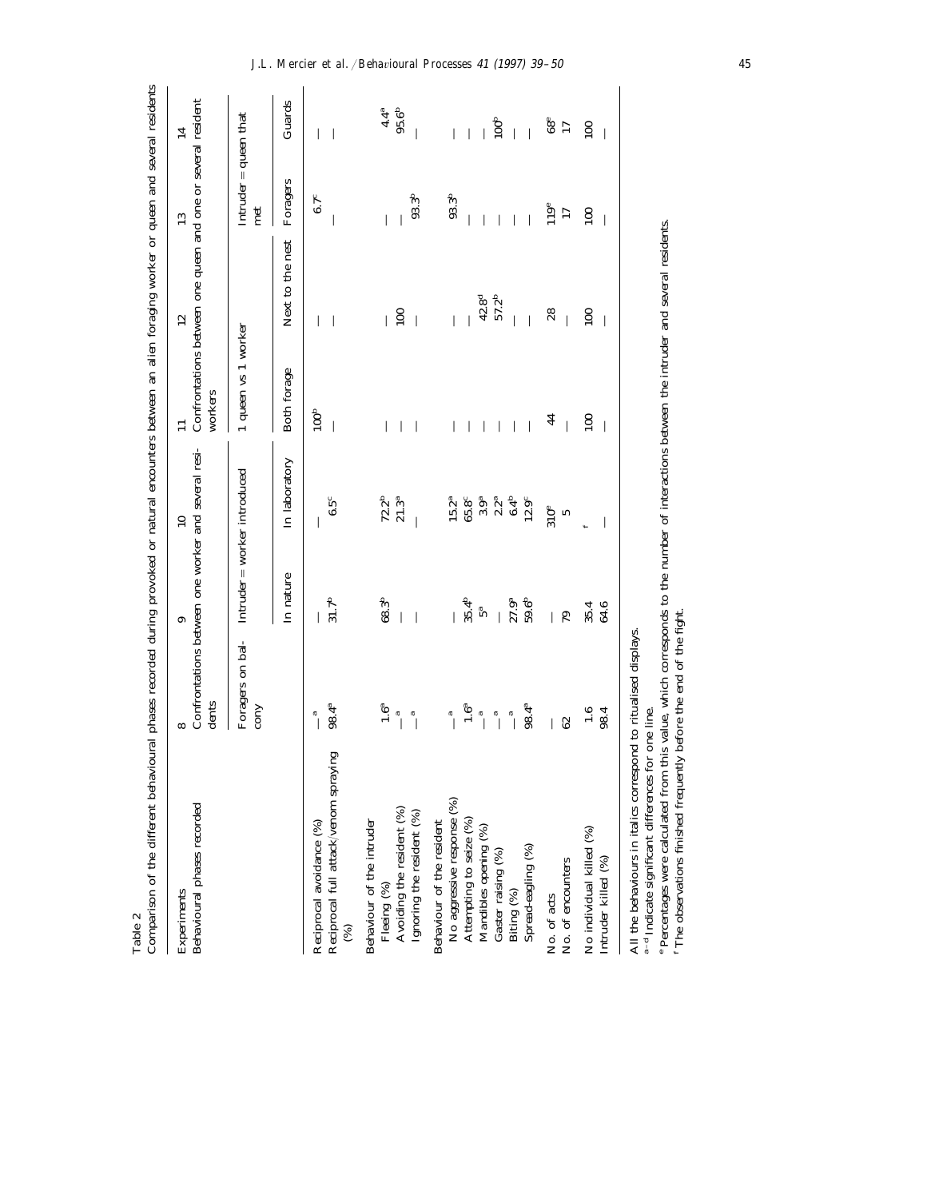Table 2

Comparison of the different behavioural phases recorded during provoked or natural encounters between an alien foraging worker or queen and several residents

| Experiments | 8 | 9 | 10 | 11 | 12 | 13 | 14 |
|---|---|---|---|---|---|---|---|
| Behavioural phases recorded | Confrontations between one worker and several residents | | | Confrontations between one queen and one or several resident workers | | | |
| | Foragers on balcony | Intruder = worker introduced | | 1 queen vs 1 worker | | Intruder = queen that met | |
| | | In nature | In laboratory | Both forage | Next to the nest | Foragers | Guards |
| Reciprocal avoidance (%) | —[a] | — | — | 100[b] | — | 6.7[c] | — |
| Reciprocal full attack/venom spraying (%) | 98.4[a] | 31.7[b] | 6.5[c] | — | — | — | — |
| Behaviour of the intruder | | | | | | | |
| Fleeing (%) | 1.6[a] | 68.3[b] | 72.2[b] | — | — | — | 4.4[a] |
| Avoiding the resident (%) | —[a] | — | 21.3[a] | — | 100 | — | 95.6[b] |
| Ignoring the resident (%) | —[a] | — | — | — | — | 93.3[b] | — |
| Behaviour of the resident | | | | | | | |
| No aggressive response (%) | —[a] | — | 15.2[a] | — | — | 93.3[b] | — |
| Attempting to seize (%) | 1.6[a] | 35.4[b] | 65.8[c] | — | — | — | — |
| Mandibles opening (%) | —[a] | 5[a] | 3.9[a] | — | 42.8[d] | — | — |
| Gaster raising (%) | —[a] | — | 2.2[a] | — | 57.2[b] | — | 100[b] |
| Biting (%) | —[a] | 27.9[a] | 6.4[b] | — | — | — | — |
| Spread-eagling (%) | 98.4[a] | 59.6[b] | 12.9[c] | — | — | — | — |
| No. of acts | — | — | 310[e] | 44 | 28 | 119[e] | 68[e] |
| No. of encounters | 62 | 79 | 5 | — | — | 17 | 17 |
| No individual killed (%) | 1.6 | 35.4 | [f] | 100 | 100 | 100 | 100 |
| Intruder killed (%) | 98.4 | 64.6 | — | — | — | — | — |

All the behaviours in italics correspond to ritualised displays.

[a–d] Indicate significant differences for one line.

[e] Percentages were calculated from this value, which corresponds to the number of interactions between the intruder and several residents.

[f] The observations finished frequently before the end of the fight.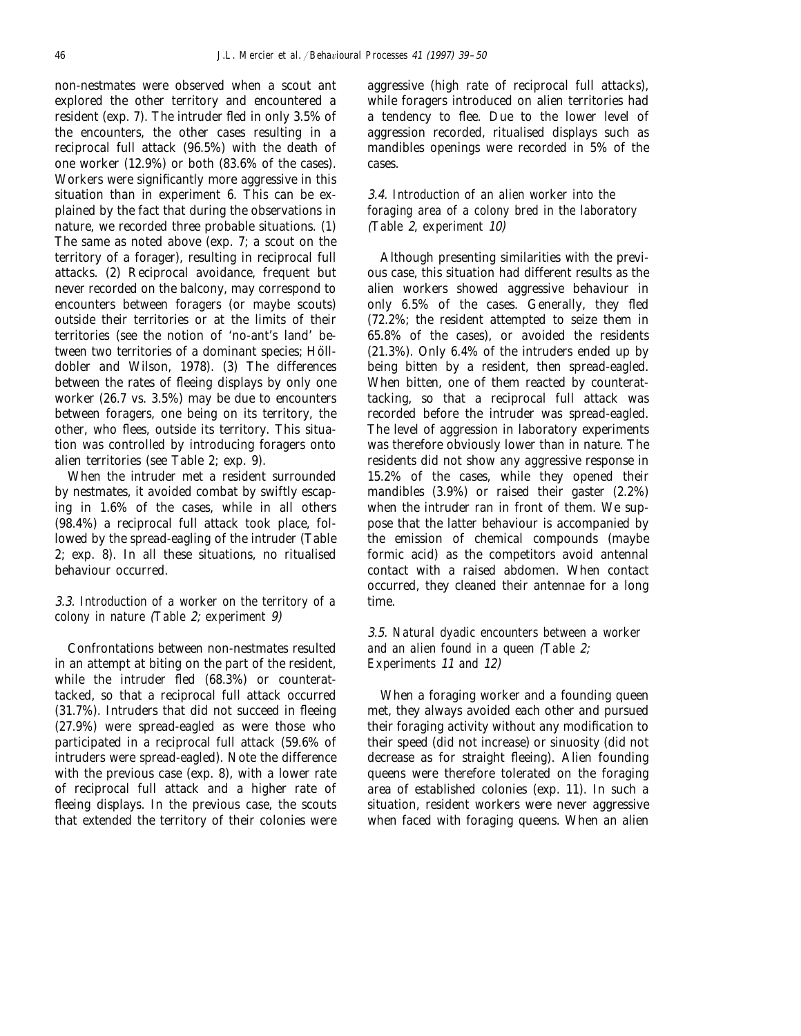non-nestmates were observed when a scout ant explored the other territory and encountered a resident (exp. 7). The intruder fled in only 3.5% of the encounters, the other cases resulting in a reciprocal full attack (96.5%) with the death of one worker (12.9%) or both (83.6% of the cases). Workers were significantly more aggressive in this situation than in experiment 6. This can be explained by the fact that during the observations in nature, we recorded three probable situations. (1) The same as noted above (exp. 7; a scout on the territory of a forager), resulting in reciprocal full attacks. (2) Reciprocal avoidance, frequent but never recorded on the balcony, may correspond to encounters between foragers (or maybe scouts) outside their territories or at the limits of their territories (see the notion of 'no-ant's land' between two territories of a dominant species; Hölldobler and Wilson, 1978). (3) The differences between the rates of fleeing displays by only one worker (26.7 vs. 3.5%) may be due to encounters between foragers, one being on its territory, the other, who flees, outside its territory. This situation was controlled by introducing foragers onto alien territories (see Table 2; exp. 9).

When the intruder met a resident surrounded by nestmates, it avoided combat by swiftly escaping in 1.6% of the cases, while in all others (98.4%) a reciprocal full attack took place, followed by the spread-eagling of the intruder (Table 2; exp. 8). In all these situations, no ritualised behaviour occurred.

### *3.3. Introduction of a worker on the territory of a colony in nature (Table 2; experiment 9)*

Confrontations between non-nestmates resulted in an attempt at biting on the part of the resident, while the intruder fled (68.3%) or counterattacked, so that a reciprocal full attack occurred (31.7%). Intruders that did not succeed in fleeing (27.9%) were spread-eagled as were those who participated in a reciprocal full attack (59.6% of intruders were spread-eagled). Note the difference with the previous case (exp. 8), with a lower rate of reciprocal full attack and a higher rate of fleeing displays. In the previous case, the scouts that extended the territory of their colonies were aggressive (high rate of reciprocal full attacks), while foragers introduced on alien territories had a tendency to flee. Due to the lower level of aggression recorded, ritualised displays such as mandibles openings were recorded in 5% of the cases.

### *3.4. Introduction of an alien worker into the foraging area of a colony bred in the laboratory (Table 2, experiment 10)*

Although presenting similarities with the previous case, this situation had different results as the alien workers showed aggressive behaviour in only 6.5% of the cases. Generally, they fled (72.2%; the resident attempted to seize them in 65.8% of the cases), or avoided the residents (21.3%). Only 6.4% of the intruders ended up by being bitten by a resident, then spread-eagled. When bitten, one of them reacted by counterattacking, so that a reciprocal full attack was recorded before the intruder was spread-eagled. The level of aggression in laboratory experiments was therefore obviously lower than in nature. The residents did not show any aggressive response in 15.2% of the cases, while they opened their mandibles (3.9%) or raised their gaster (2.2%) when the intruder ran in front of them. We suppose that the latter behaviour is accompanied by the emission of chemical compounds (maybe formic acid) as the competitors avoid antennal contact with a raised abdomen. When contact occurred, they cleaned their antennae for a long time.

### *3.5. Natural dyadic encounters between a worker and an alien found in a queen (Table 2; Experiments 11 and 12)*

When a foraging worker and a founding queen met, they always avoided each other and pursued their foraging activity without any modification to their speed (did not increase) or sinuosity (did not decrease as for straight fleeing). Alien founding queens were therefore tolerated on the foraging area of established colonies (exp. 11). In such a situation, resident workers were never aggressive when faced with foraging queens. When an alien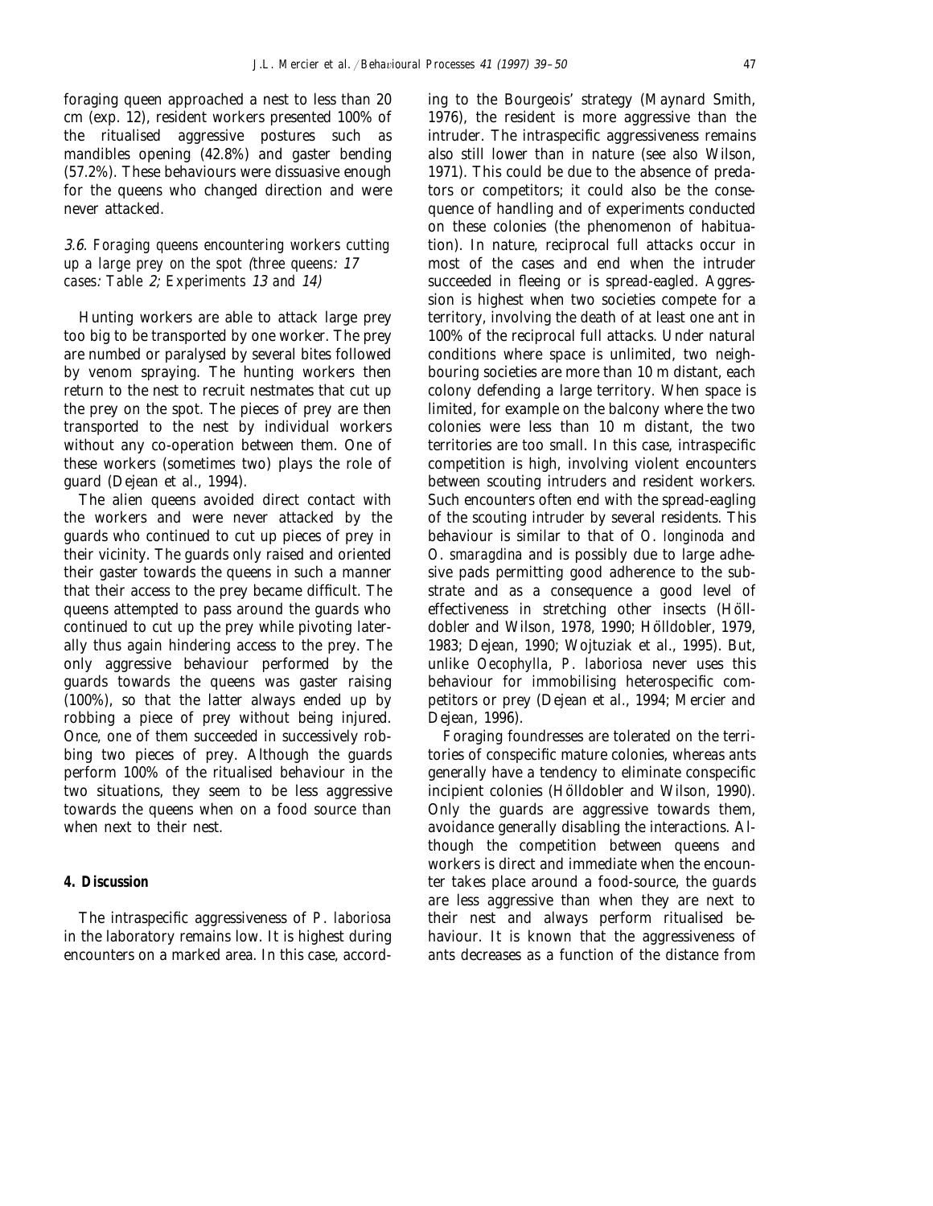foraging queen approached a nest to less than 20 cm (exp. 12), resident workers presented 100% of the ritualised aggressive postures such as mandibles opening (42.8%) and gaster bending (57.2%). These behaviours were dissuasive enough for the queens who changed direction and were never attacked.

### 3.6. Foraging queens encountering workers cutting up a large prey on the spot (three queens: 17 cases: Table 2; Experiments 13 and 14)

Hunting workers are able to attack large prey too big to be transported by one worker. The prey are numbed or paralysed by several bites followed by venom spraying. The hunting workers then return to the nest to recruit nestmates that cut up the prey on the spot. The pieces of prey are then transported to the nest by individual workers without any co-operation between them. One of these workers (sometimes two) plays the role of guard (Dejean et al., 1994).

The alien queens avoided direct contact with the workers and were never attacked by the guards who continued to cut up pieces of prey in their vicinity. The guards only raised and oriented their gaster towards the queens in such a manner that their access to the prey became difficult. The queens attempted to pass around the guards who continued to cut up the prey while pivoting laterally thus again hindering access to the prey. The only aggressive behaviour performed by the guards towards the queens was gaster raising (100%), so that the latter always ended up by robbing a piece of prey without being injured. Once, one of them succeeded in successively robbing two pieces of prey. Although the guards perform 100% of the ritualised behaviour in the two situations, they seem to be less aggressive towards the queens when on a food source than when next to their nest.

## 4. Discussion

The intraspecific aggressiveness of *P. laboriosa* in the laboratory remains low. It is highest during encounters on a marked area. In this case, according to the Bourgeois' strategy (Maynard Smith, 1976), the resident is more aggressive than the intruder. The intraspecific aggressiveness remains also still lower than in nature (see also Wilson, 1971). This could be due to the absence of predators or competitors; it could also be the consequence of handling and of experiments conducted on these colonies (the phenomenon of habituation). In nature, reciprocal full attacks occur in most of the cases and end when the intruder succeeded in fleeing or is spread-eagled. Aggression is highest when two societies compete for a territory, involving the death of at least one ant in 100% of the reciprocal full attacks. Under natural conditions where space is unlimited, two neighbouring societies are more than 10 m distant, each colony defending a large territory. When space is limited, for example on the balcony where the two colonies were less than 10 m distant, the two territories are too small. In this case, intraspecific competition is high, involving violent encounters between scouting intruders and resident workers. Such encounters often end with the spread-eagling of the scouting intruder by several residents. This behaviour is similar to that of *O. longinoda* and *O. smaragdina* and is possibly due to large adhesive pads permitting good adherence to the substrate and as a consequence a good level of effectiveness in stretching other insects (Hölldobler and Wilson, 1978, 1990; Hölldobler, 1979, 1983; Dejean, 1990; Wojtuziak et al., 1995). But, unlike *Oecophylla*, *P. laboriosa* never uses this behaviour for immobilising heterospecific competitors or prey (Dejean et al., 1994; Mercier and Dejean, 1996).

Foraging foundresses are tolerated on the territories of conspecific mature colonies, whereas ants generally have a tendency to eliminate conspecific incipient colonies (Hölldobler and Wilson, 1990). Only the guards are aggressive towards them, avoidance generally disabling the interactions. Although the competition between queens and workers is direct and immediate when the encounter takes place around a food-source, the guards are less aggressive than when they are next to their nest and always perform ritualised behaviour. It is known that the aggressiveness of ants decreases as a function of the distance from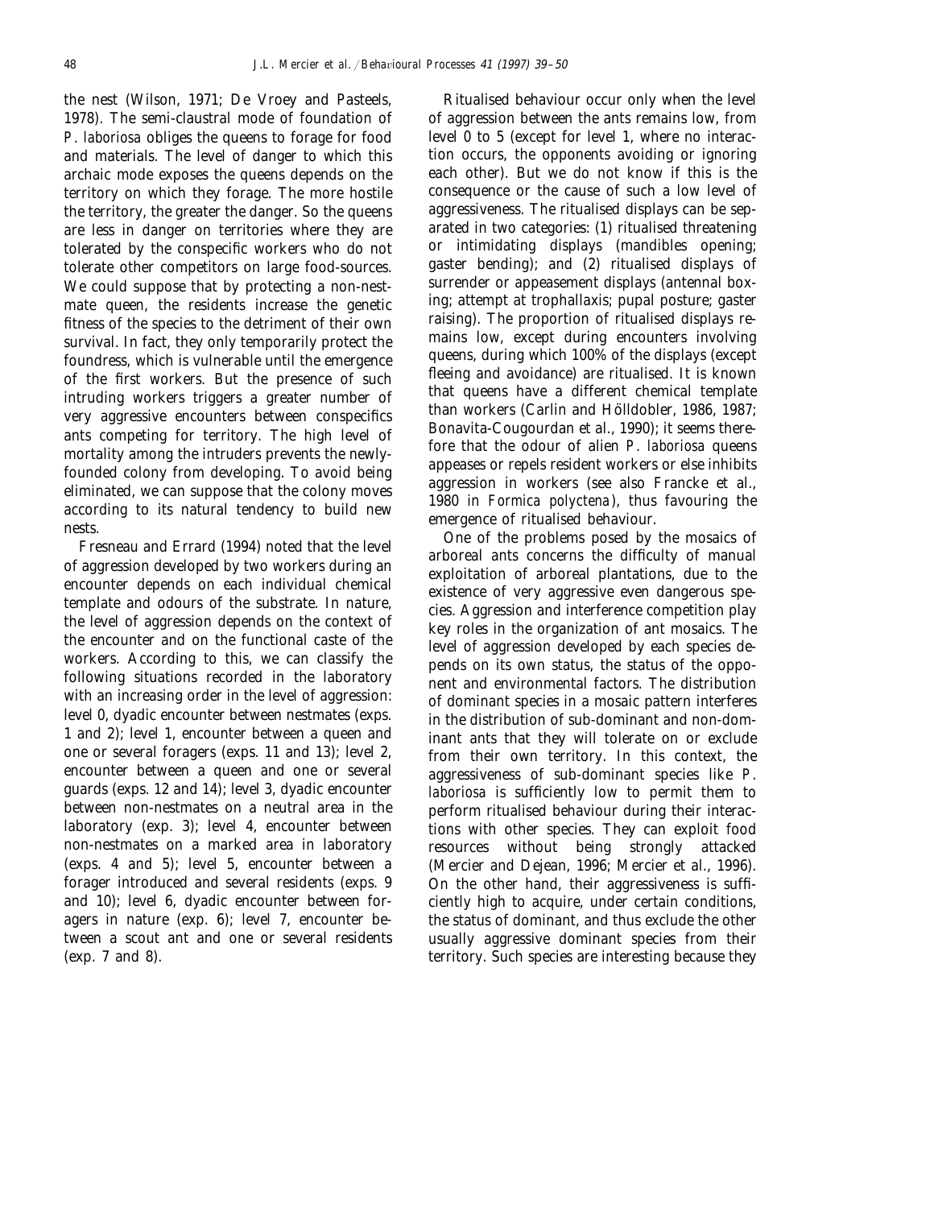the nest (Wilson, 1971; De Vroey and Pasteels, 1978). The semi-claustral mode of foundation of *P. laboriosa* obliges the queens to forage for food and materials. The level of danger to which this archaic mode exposes the queens depends on the territory on which they forage. The more hostile the territory, the greater the danger. So the queens are less in danger on territories where they are tolerated by the conspecific workers who do not tolerate other competitors on large food-sources. We could suppose that by protecting a non-nestmate queen, the residents increase the genetic fitness of the species to the detriment of their own survival. In fact, they only temporarily protect the foundress, which is vulnerable until the emergence of the first workers. But the presence of such intruding workers triggers a greater number of very aggressive encounters between conspecifics ants competing for territory. The high level of mortality among the intruders prevents the newly-founded colony from developing. To avoid being eliminated, we can suppose that the colony moves according to its natural tendency to build new nests.

Fresneau and Errard (1994) noted that the level of aggression developed by two workers during an encounter depends on each individual chemical template and odours of the substrate. In nature, the level of aggression depends on the context of the encounter and on the functional caste of the workers. According to this, we can classify the following situations recorded in the laboratory with an increasing order in the level of aggression: level 0, dyadic encounter between nestmates (exps. 1 and 2); level 1, encounter between a queen and one or several foragers (exps. 11 and 13); level 2, encounter between a queen and one or several guards (exps. 12 and 14); level 3, dyadic encounter between non-nestmates on a neutral area in the laboratory (exp. 3); level 4, encounter between non-nestmates on a marked area in laboratory (exps. 4 and 5); level 5, encounter between a forager introduced and several residents (exps. 9 and 10); level 6, dyadic encounter between foragers in nature (exp. 6); level 7, encounter between a scout ant and one or several residents (exp. 7 and 8).

Ritualised behaviour occur only when the level of aggression between the ants remains low, from level 0 to 5 (except for level 1, where no interaction occurs, the opponents avoiding or ignoring each other). But we do not know if this is the consequence or the cause of such a low level of aggressiveness. The ritualised displays can be separated in two categories: (1) ritualised threatening or intimidating displays (mandibles opening; gaster bending); and (2) ritualised displays of surrender or appeasement displays (antennal boxing; attempt at trophallaxis; pupal posture; gaster raising). The proportion of ritualised displays remains low, except during encounters involving queens, during which 100% of the displays (except fleeing and avoidance) are ritualised. It is known that queens have a different chemical template than workers (Carlin and Hölldobler, 1986, 1987; Bonavita-Cougourdan et al., 1990); it seems therefore that the odour of alien *P. laboriosa* queens appeases or repels resident workers or else inhibits aggression in workers (see also Francke et al., 1980 in *Formica polyctena*), thus favouring the emergence of ritualised behaviour.

One of the problems posed by the mosaics of arboreal ants concerns the difficulty of manual exploitation of arboreal plantations, due to the existence of very aggressive even dangerous species. Aggression and interference competition play key roles in the organization of ant mosaics. The level of aggression developed by each species depends on its own status, the status of the opponent and environmental factors. The distribution of dominant species in a mosaic pattern interferes in the distribution of sub-dominant and non-dominant ants that they will tolerate on or exclude from their own territory. In this context, the aggressiveness of sub-dominant species like *P. laboriosa* is sufficiently low to permit them to perform ritualised behaviour during their interactions with other species. They can exploit food resources without being strongly attacked (Mercier and Dejean, 1996; Mercier et al., 1996). On the other hand, their aggressiveness is sufficiently high to acquire, under certain conditions, the status of dominant, and thus exclude the other usually aggressive dominant species from their territory. Such species are interesting because they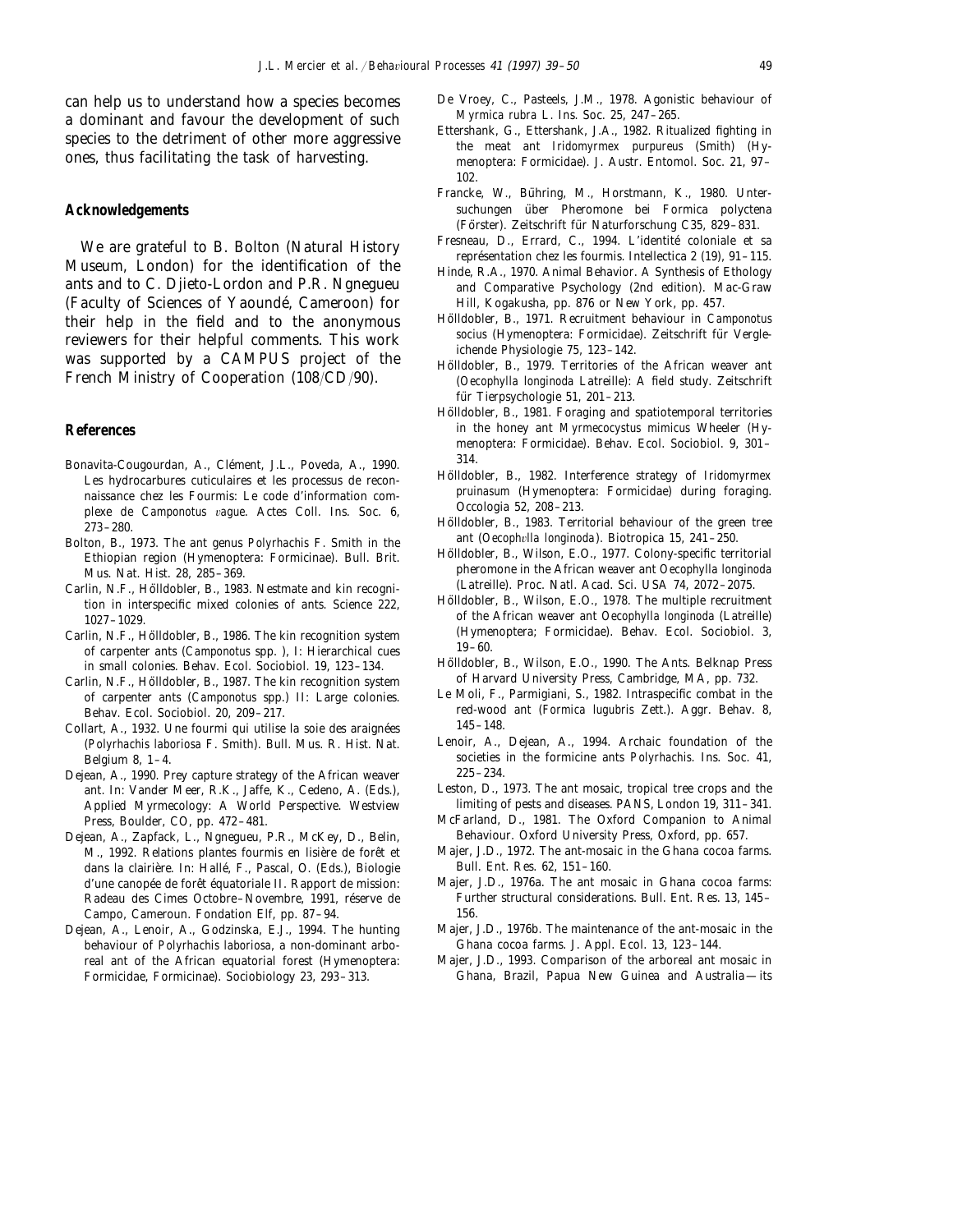can help us to understand how a species becomes a dominant and favour the development of such species to the detriment of other more aggressive ones, thus facilitating the task of harvesting.

## Acknowledgements

We are grateful to B. Bolton (Natural History Museum, London) for the identification of the ants and to C. Djieto-Lordon and P.R. Ngnegueu (Faculty of Sciences of Yaoundé, Cameroon) for their help in the field and to the anonymous reviewers for their helpful comments. This work was supported by a CAMPUS project of the French Ministry of Cooperation (108/CD/90).

## References

Bonavita-Cougourdan, A., Clément, J.L., Poveda, A., 1990. Les hydrocarbures cuticulaires et les processus de reconnaissance chez les Fourmis: Le code d'information complexe de *Camponotus vague*. Actes Coll. Ins. Soc. 6, 273–280.

Bolton, B., 1973. The ant genus *Polyrhachis* F. Smith in the Ethiopian region (Hymenoptera: Formicinae). Bull. Brit. Mus. Nat. Hist. 28, 285–369.

Carlin, N.F., Hölldobler, B., 1983. Nestmate and kin recognition in interspecific mixed colonies of ants. Science 222, 1027–1029.

Carlin, N.F., Hölldobler, B., 1986. The kin recognition system of carpenter ants (*Camponotus* spp. ), I: Hierarchical cues in small colonies. Behav. Ecol. Sociobiol. 19, 123–134.

Carlin, N.F., Hölldobler, B., 1987. The kin recognition system of carpenter ants (*Camponotus* spp.) II: Large colonies. Behav. Ecol. Sociobiol. 20, 209–217.

Collart, A., 1932. Une fourmi qui utilise la soie des araignées (*Polyrhachis laboriosa* F. Smith). Bull. Mus. R. Hist. Nat. Belgium 8, 1–4.

Dejean, A., 1990. Prey capture strategy of the African weaver ant. In: Vander Meer, R.K., Jaffe, K., Cedeno, A. (Eds.), Applied Myrmecology: A World Perspective. Westview Press, Boulder, CO, pp. 472–481.

Dejean, A., Zapfack, L., Ngnegueu, P.R., McKey, D., Belin, M., 1992. Relations plantes fourmis en lisière de forêt et dans la clairière. In: Hallé, F., Pascal, O. (Eds.), Biologie d'une canopée de forêt équatoriale II. Rapport de mission: Radeau des Cimes Octobre–Novembre, 1991, réserve de Campo, Cameroun. Fondation Elf, pp. 87–94.

Dejean, A., Lenoir, A., Godzinska, E.J., 1994. The hunting behaviour of *Polyrhachis laboriosa*, a non-dominant arboreal ant of the African equatorial forest (Hymenoptera: Formicidae, Formicinae). Sociobiology 23, 293–313.

De Vroey, C., Pasteels, J.M., 1978. Agonistic behaviour of *Myrmica rubra* L. Ins. Soc. 25, 247–265.

Ettershank, G., Ettershank, J.A., 1982. Ritualized fighting in the meat ant *Iridomyrmex purpureus* (Smith) (Hymenoptera: Formicidae). J. Austr. Entomol. Soc. 21, 97–102.

Francke, W., Bühring, M., Horstmann, K., 1980. Untersuchungen über Pheromone bei Formica polyctena (Förster). Zeitschrift für Naturforschung C35, 829–831.

Fresneau, D., Errard, C., 1994. L'identité coloniale et sa représentation chez les fourmis. Intellectica 2 (19), 91–115.

Hinde, R.A., 1970. Animal Behavior. A Synthesis of Ethology and Comparative Psychology (2nd edition). Mac-Graw Hill, Kogakusha, pp. 876 or New York, pp. 457.

Hölldobler, B., 1971. Recruitment behaviour in *Camponotus socius* (Hymenoptera: Formicidae). Zeitschrift für Vergleichende Physiologie 75, 123–142.

Hölldobler, B., 1979. Territories of the African weaver ant (*Oecophylla longinoda* Latreille): A field study. Zeitschrift für Tierpsychologie 51, 201–213.

Hölldobler, B., 1981. Foraging and spatiotemporal territories in the honey ant *Myrmecocystus mimicus* Wheeler (Hymenoptera: Formicidae). Behav. Ecol. Sociobiol. 9, 301–314.

Hölldobler, B., 1982. Interference strategy of *Iridomyrmex pruinasum* (Hymenoptera: Formicidae) during foraging. Occologia 52, 208–213.

Hölldobler, B., 1983. Territorial behaviour of the green tree ant (*Oecophylla longinoda*). Biotropica 15, 241–250.

Hölldobler, B., Wilson, E.O., 1977. Colony-specific territorial pheromone in the African weaver ant *Oecophylla longinoda* (Latreille). Proc. Natl. Acad. Sci. USA 74, 2072–2075.

Hölldobler, B., Wilson, E.O., 1978. The multiple recruitment of the African weaver ant *Oecophylla longinoda* (Latreille) (Hymenoptera; Formicidae). Behav. Ecol. Sociobiol. 3, 19–60.

Hölldobler, B., Wilson, E.O., 1990. The Ants. Belknap Press of Harvard University Press, Cambridge, MA, pp. 732.

Le Moli, F., Parmigiani, S., 1982. Intraspecific combat in the red-wood ant (*Formica lugubris* Zett.). Aggr. Behav. 8, 145–148.

Lenoir, A., Dejean, A., 1994. Archaic foundation of the societies in the formicine ants *Polyrhachis*. Ins. Soc. 41, 225–234.

Leston, D., 1973. The ant mosaic, tropical tree crops and the limiting of pests and diseases. PANS, London 19, 311–341.

McFarland, D., 1981. The Oxford Companion to Animal Behaviour. Oxford University Press, Oxford, pp. 657.

Majer, J.D., 1972. The ant-mosaic in the Ghana cocoa farms. Bull. Ent. Res. 62, 151–160.

Majer, J.D., 1976a. The ant mosaic in Ghana cocoa farms: Further structural considerations. Bull. Ent. Res. 13, 145–156.

Majer, J.D., 1976b. The maintenance of the ant-mosaic in the Ghana cocoa farms. J. Appl. Ecol. 13, 123–144.

Majer, J.D., 1993. Comparison of the arboreal ant mosaic in Ghana, Brazil, Papua New Guinea and Australia—its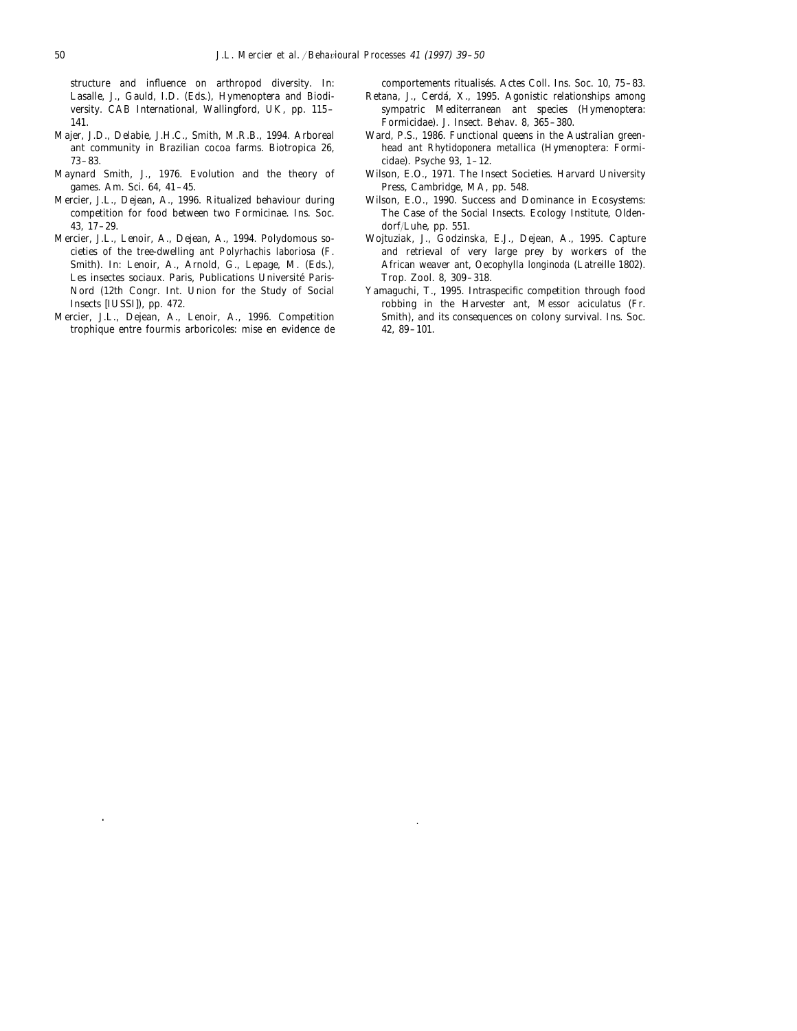structure and influence on arthropod diversity. In: Lasalle, J., Gauld, I.D. (Eds.), Hymenoptera and Biodiversity. CAB International, Wallingford, UK, pp. 115–141.

Majer, J.D., Delabie, J.H.C., Smith, M.R.B., 1994. Arboreal ant community in Brazilian cocoa farms. Biotropica 26, 73–83.

Maynard Smith, J., 1976. Evolution and the theory of games. Am. Sci. 64, 41–45.

Mercier, J.L., Dejean, A., 1996. Ritualized behaviour during competition for food between two Formicinae. Ins. Soc. 43, 17–29.

Mercier, J.L., Lenoir, A., Dejean, A., 1994. Polydomous societies of the tree-dwelling ant *Polyrhachis laboriosa* (F. Smith). In: Lenoir, A., Arnold, G., Lepage, M. (Eds.), Les insectes sociaux. Paris, Publications Université Paris-Nord (12th Congr. Int. Union for the Study of Social Insects [IUSSI]), pp. 472.

Mercier, J.L., Dejean, A., Lenoir, A., 1996. Competition trophique entre fourmis arboricoles: mise en evidence de comportements ritualisés. Actes Coll. Ins. Soc. 10, 75–83.

Retana, J., Cerdá, X., 1995. Agonistic relationships among sympatric Mediterranean ant species (Hymenoptera: Formicidae). J. Insect. Behav. 8, 365–380.

Ward, P.S., 1986. Functional queens in the Australian greenhead ant *Rhytidoponera metallica* (Hymenoptera: Formicidae). Psyche 93, 1–12.

Wilson, E.O., 1971. The Insect Societies. Harvard University Press, Cambridge, MA, pp. 548.

Wilson, E.O., 1990. Success and Dominance in Ecosystems: The Case of the Social Insects. Ecology Institute, Oldendorf/Luhe, pp. 551.

Wojtuziak, J., Godzinska, E.J., Dejean, A., 1995. Capture and retrieval of very large prey by workers of the African weaver ant, *Oecophylla longinoda* (Latreille 1802). Trop. Zool. 8, 309–318.

Yamaguchi, T., 1995. Intraspecific competition through food robbing in the Harvester ant, *Messor aciculatus* (Fr. Smith), and its consequences on colony survival. Ins. Soc. 42, 89–101.